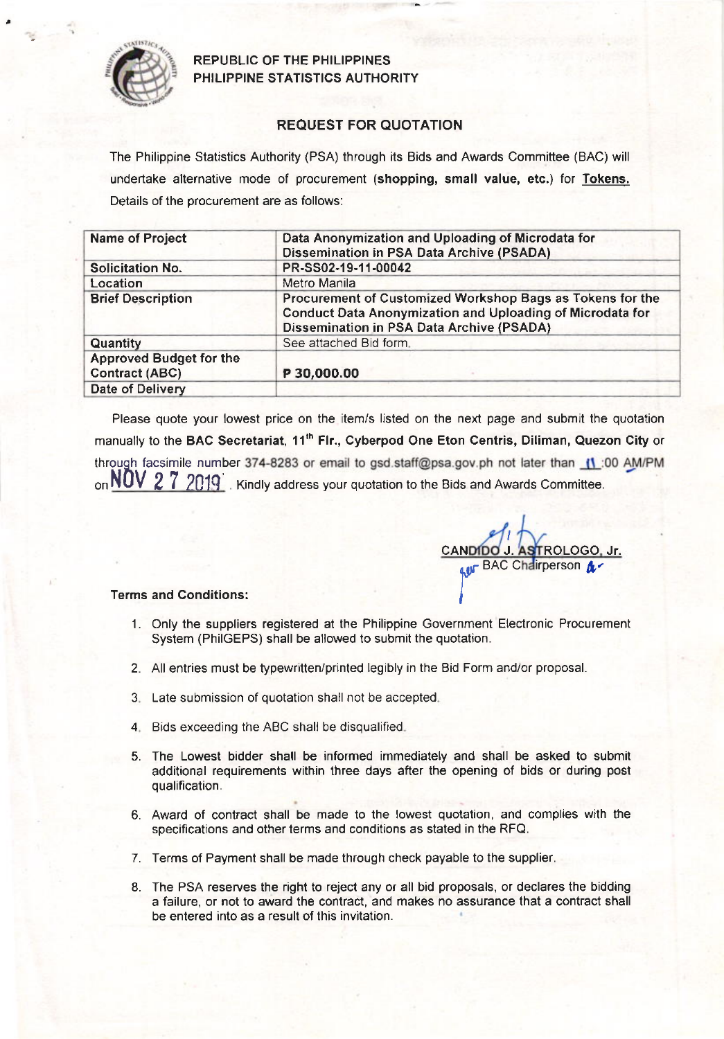**REPUBLIC OF THE PHILIPPINES**
**PHILIPPINE STATISTICS AUTHORITY**

## REQUEST FOR QUOTATION

The Philippine Statistics Authority (PSA) through its Bids and Awards Committee (BAC) will undertake alternative mode of procurement (**shopping, small value, etc.**) for **Tokens.** Details of the procurement are as follows:

| | |
|---|---|
| **Name of Project** | **Data Anonymization and Uploading of Microdata for Dissemination in PSA Data Archive (PSADA)** |
| **Solicitation No.** | **PR-SS02-19-11-00042** |
| Location | Metro Manila |
| **Brief Description** | **Procurement of Customized Workshop Bags as Tokens for the Conduct Data Anonymization and Uploading of Microdata for Dissemination in PSA Data Archive (PSADA)** |
| **Quantity** | See attached Bid form. |
| **Approved Budget for the Contract (ABC)** | **P 30,000.00** |
| **Date of Delivery** | |

Please quote your lowest price on the item/s listed on the next page and submit the quotation manually to the **BAC Secretariat, 11th Flr., Cyberpod One Eton Centris, Diliman, Quezon City** or through facsimile number 374-8283 or email to gsd.staff@psa.gov.ph not later than 11:00 AM/PM on NOV 27 2019. Kindly address your quotation to the Bids and Awards Committee.

**CANDIDO J. ASTROLOGO, Jr.**
BAC Chairperson

**Terms and Conditions:**

1. Only the suppliers registered at the Philippine Government Electronic Procurement System (PhilGEPS) shall be allowed to submit the quotation.
2. All entries must be typewritten/printed legibly in the Bid Form and/or proposal.
3. Late submission of quotation shall not be accepted.
4. Bids exceeding the ABC shall be disqualified.
5. The Lowest bidder shall be informed immediately and shall be asked to submit additional requirements within three days after the opening of bids or during post qualification.
6. Award of contract shall be made to the lowest quotation, and complies with the specifications and other terms and conditions as stated in the RFQ.
7. Terms of Payment shall be made through check payable to the supplier.
8. The PSA reserves the right to reject any or all bid proposals, or declares the bidding a failure, or not to award the contract, and makes no assurance that a contract shall be entered into as a result of this invitation.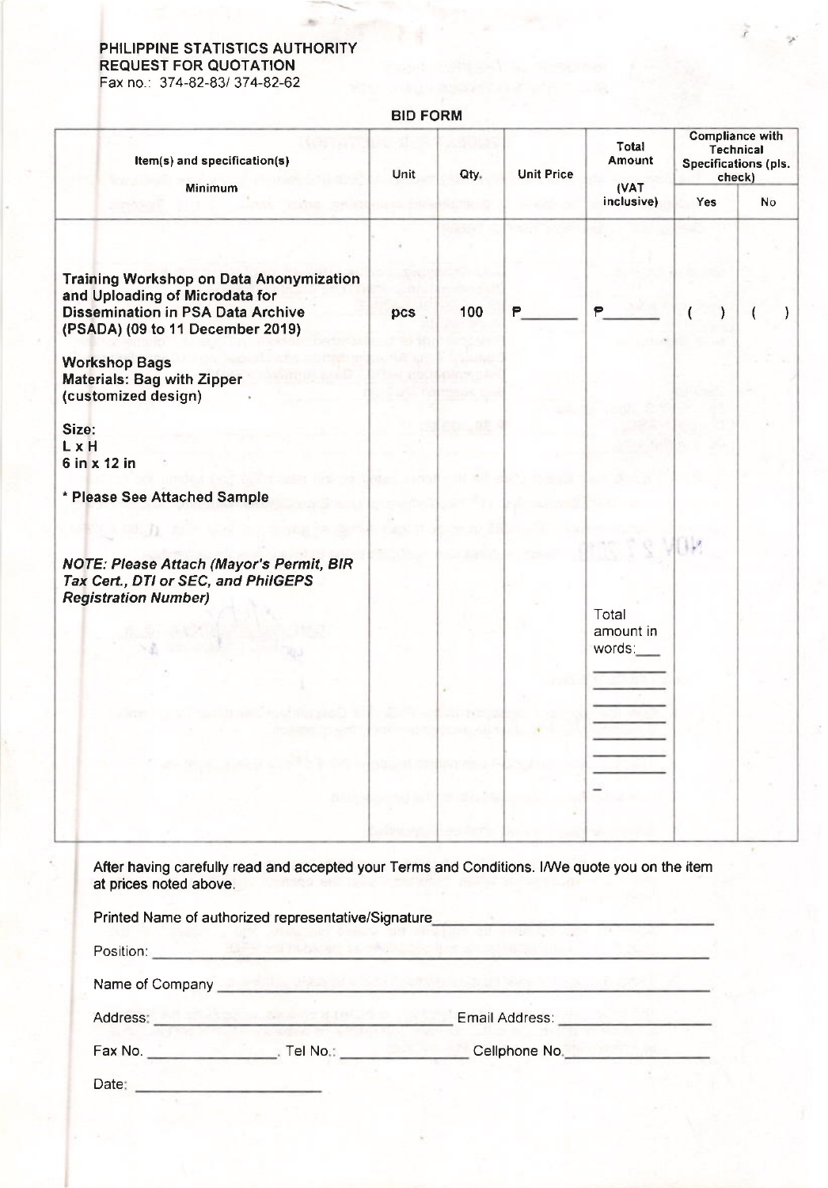**PHILIPPINE STATISTICS AUTHORITY**
**REQUEST FOR QUOTATION**
Fax no.: 374-82-83/ 374-82-62

**BID FORM**

| Item(s) and specification(s) Minimum | Unit | Qty. | Unit Price | Total Amount (VAT inclusive) | Compliance with Technical Specifications (pls. check) | |
|---|---|---|---|---|---|---|
| | | | | | Yes | No |
| **Training Workshop on Data Anonymization and Uploading of Microdata for Dissemination in PSA Data Archive (PSADA) (09 to 11 December 2019)**<br><br>**Workshop Bags**<br>**Materials: Bag with Zipper (customized design)**<br><br>**Size:**<br>**L x H**<br>**6 in x 12 in**<br><br>**\* Please See Attached Sample**<br><br>***NOTE: Please Attach (Mayor's Permit, BIR Tax Cert., DTI or SEC, and PhilGEPS Registration Number)*** | pcs | 100 | ₱______ | ₱______<br><br>Total amount in words:___ | ( ) | ( ) |

After having carefully read and accepted your Terms and Conditions. I/We quote you on the item at prices noted above.

Printed Name of authorized representative/Signature______________________

Position: ______________________

Name of Company ______________________

Address: ______________________ Email Address: ______________________

Fax No. ______________ Tel No.: ______________ Cellphone No.______________

Date: ______________